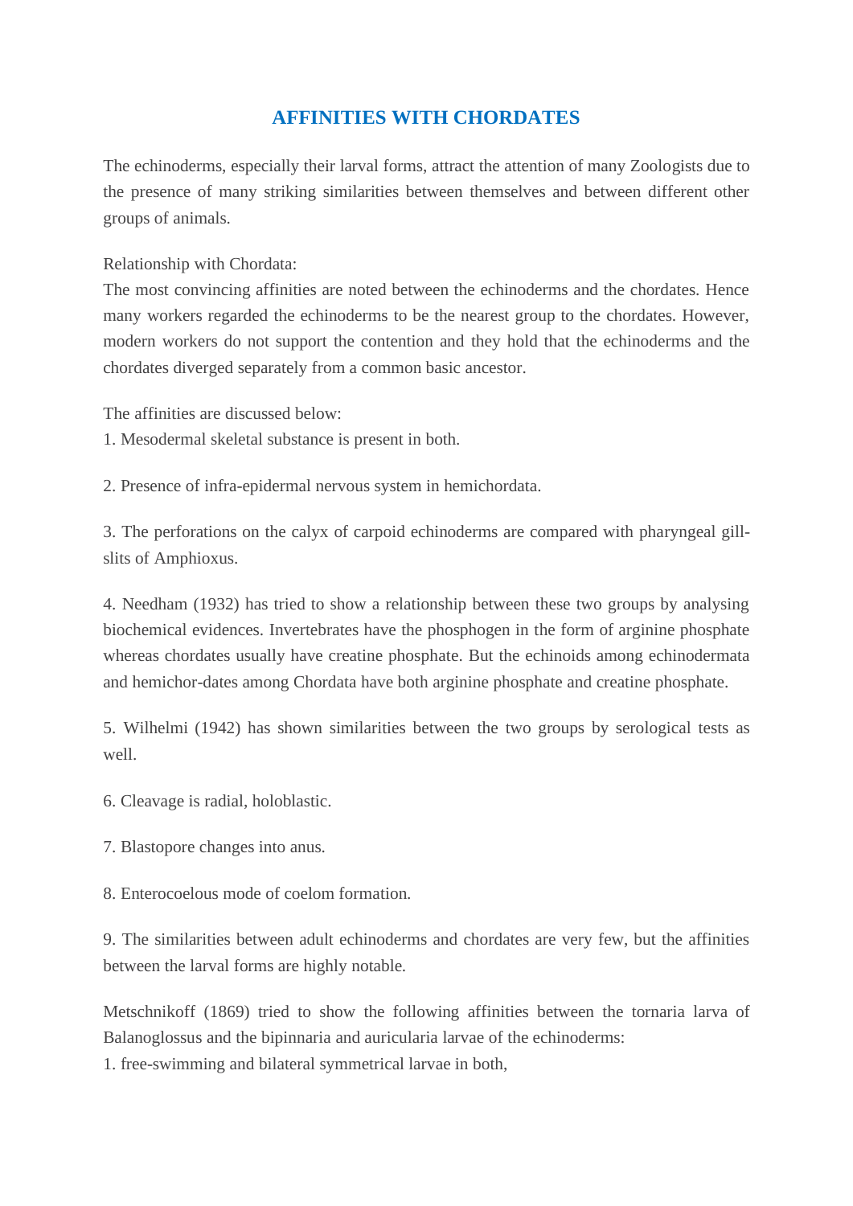# AFFINITIES WITH CHORDATES

The echinoderms, especially their larval forms, attract the attention of many Zoologists due to the presence of many striking similarities between themselves and between different other groups of animals.

Relationship with Chordata:
The most convincing affinities are noted between the echinoderms and the chordates. Hence many workers regarded the echinoderms to be the nearest group to the chordates. However, modern workers do not support the contention and they hold that the echinoderms and the chordates diverged separately from a common basic ancestor.

The affinities are discussed below:
1. Mesodermal skeletal substance is present in both.

2. Presence of infra-epidermal nervous system in hemichordata.

3. The perforations on the calyx of carpoid echinoderms are compared with pharyngeal gill-slits of Amphioxus.

4. Needham (1932) has tried to show a relationship between these two groups by analysing biochemical evidences. Invertebrates have the phosphogen in the form of arginine phosphate whereas chordates usually have creatine phosphate. But the echinoids among echinodermata and hemichor-dates among Chordata have both arginine phosphate and creatine phosphate.

5. Wilhelmi (1942) has shown similarities between the two groups by serological tests as well.

6. Cleavage is radial, holoblastic.

7. Blastopore changes into anus.

8. Enterocoelous mode of coelom formation.

9. The similarities between adult echinoderms and chordates are very few, but the affinities between the larval forms are highly notable.

Metschnikoff (1869) tried to show the following affinities between the tornaria larva of Balanoglossus and the bipinnaria and auricularia larvae of the echinoderms:
1. free-swimming and bilateral symmetrical larvae in both,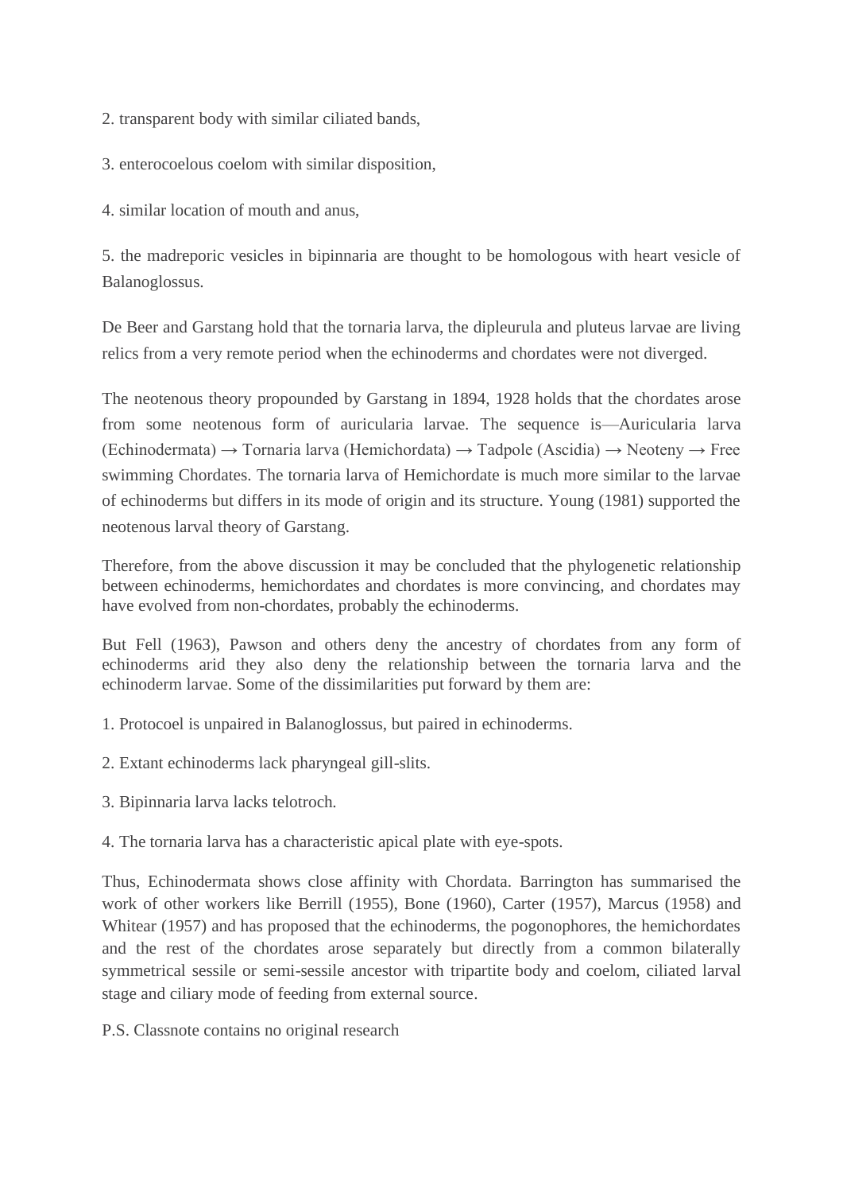2. transparent body with similar ciliated bands,

3. enterocoelous coelom with similar disposition,

4. similar location of mouth and anus,

5. the madreporic vesicles in bipinnaria are thought to be homologous with heart vesicle of Balanoglossus.

De Beer and Garstang hold that the tornaria larva, the dipleurula and pluteus larvae are living relics from a very remote period when the echinoderms and chordates were not diverged.

The neotenous theory propounded by Garstang in 1894, 1928 holds that the chordates arose from some neotenous form of auricularia larvae. The sequence is—Auricularia larva (Echinodermata) → Tornaria larva (Hemichordata) → Tadpole (Ascidia) → Neoteny → Free swimming Chordates. The tornaria larva of Hemichordate is much more similar to the larvae of echinoderms but differs in its mode of origin and its structure. Young (1981) supported the neotenous larval theory of Garstang.

Therefore, from the above discussion it may be concluded that the phylogenetic relationship between echinoderms, hemichordates and chordates is more convincing, and chordates may have evolved from non-chordates, probably the echinoderms.

But Fell (1963), Pawson and others deny the ancestry of chordates from any form of echinoderms arid they also deny the relationship between the tornaria larva and the echinoderm larvae. Some of the dissimilarities put forward by them are:

1. Protocoel is unpaired in Balanoglossus, but paired in echinoderms.

2. Extant echinoderms lack pharyngeal gill-slits.

3. Bipinnaria larva lacks telotroch.

4. The tornaria larva has a characteristic apical plate with eye-spots.

Thus, Echinodermata shows close affinity with Chordata. Barrington has summarised the work of other workers like Berrill (1955), Bone (1960), Carter (1957), Marcus (1958) and Whitear (1957) and has proposed that the echinoderms, the pogonophores, the hemichordates and the rest of the chordates arose separately but directly from a common bilaterally symmetrical sessile or semi-sessile ancestor with tripartite body and coelom, ciliated larval stage and ciliary mode of feeding from external source.

P.S. Classnote contains no original research